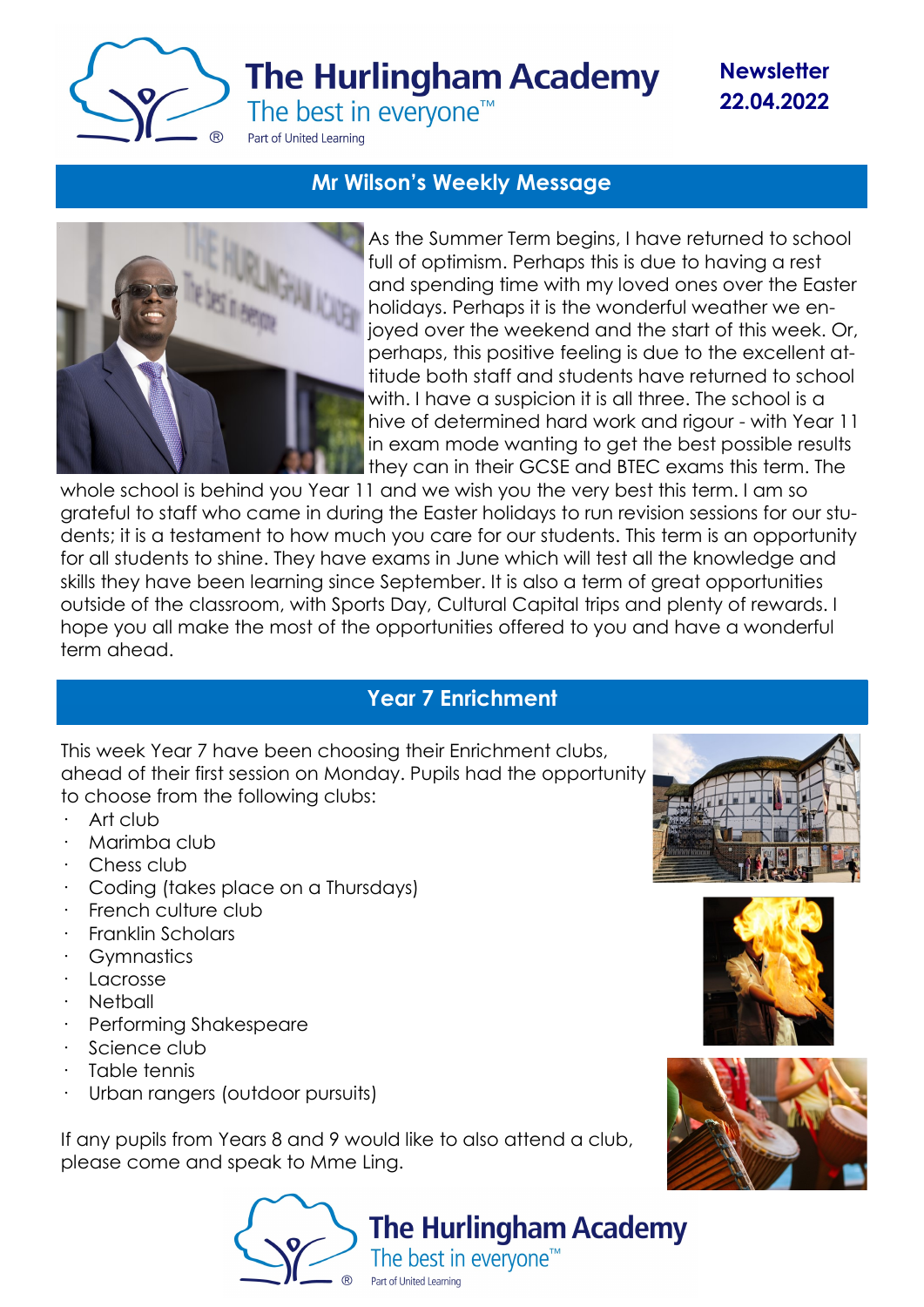# The Hurlingham Academy

The best in everyone™

Part of United Learning

**Newsletter 22.04.2022**

## Mr Wilson's Weekly Message

As the Summer Term begins, I have returned to school full of optimism. Perhaps this is due to having a rest and spending time with my loved ones over the Easter holidays. Perhaps it is the wonderful weather we enjoyed over the weekend and the start of this week. Or, perhaps, this positive feeling is due to the excellent attitude both staff and students have returned to school with. I have a suspicion it is all three. The school is a hive of determined hard work and rigour - with Year 11 in exam mode wanting to get the best possible results they can in their GCSE and BTEC exams this term. The whole school is behind you Year 11 and we wish you the very best this term. I am so grateful to staff who came in during the Easter holidays to run revision sessions for our students; it is a testament to how much you care for our students. This term is an opportunity for all students to shine. They have exams in June which will test all the knowledge and skills they have been learning since September. It is also a term of great opportunities outside of the classroom, with Sports Day, Cultural Capital trips and plenty of rewards. I hope you all make the most of the opportunities offered to you and have a wonderful term ahead.

## Year 7 Enrichment

This week Year 7 have been choosing their Enrichment clubs, ahead of their first session on Monday. Pupils had the opportunity to choose from the following clubs:

- Art club
- Marimba club
- Chess club
- Coding (takes place on a Thursdays)
- French culture club
- Franklin Scholars
- Gymnastics
- Lacrosse
- Netball
- Performing Shakespeare
- Science club
- Table tennis
- Urban rangers (outdoor pursuits)

If any pupils from Years 8 and 9 would like to also attend a club, please come and speak to Mme Ling.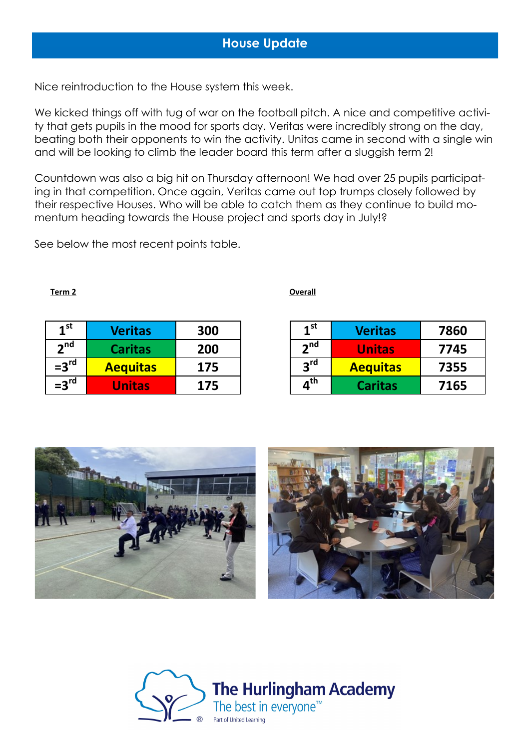## House Update

Nice reintroduction to the House system this week.

We kicked things off with tug of war on the football pitch. A nice and competitive activity that gets pupils in the mood for sports day. Veritas were incredibly strong on the day, beating both their opponents to win the activity. Unitas came in second with a single win and will be looking to climb the leader board this term after a sluggish term 2!

Countdown was also a big hit on Thursday afternoon! We had over 25 pupils participating in that competition. Once again, Veritas came out top trumps closely followed by their respective Houses. Who will be able to catch them as they continue to build momentum heading towards the House project and sports day in July!?

See below the most recent points table.

**Term 2**

| | | |
|---|---|---|
| 1st | Veritas | 300 |
| 2nd | Caritas | 200 |
| =3rd | Aequitas | 175 |
| =3rd | Unitas | 175 |

**Overall**

| | | |
|---|---|---|
| 1st | Veritas | 7860 |
| 2nd | Unitas | 7745 |
| 3rd | Aequitas | 7355 |
| 4th | Caritas | 7165 |

The Hurlingham Academy
The best in everyone™
Part of United Learning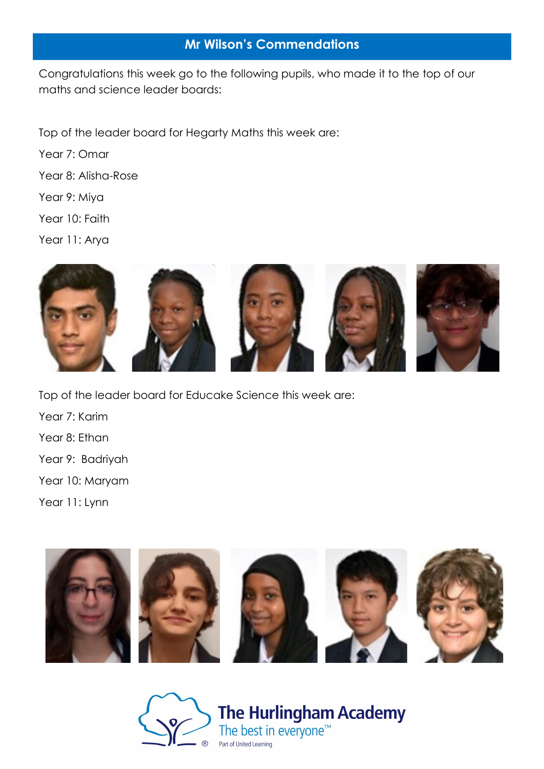## Mr Wilson's Commendations

Congratulations this week go to the following pupils, who made it to the top of our maths and science leader boards:

Top of the leader board for Hegarty Maths this week are:

Year 7: Omar

Year 8: Alisha-Rose

Year 9: Miya

Year 10: Faith

Year 11: Arya

Top of the leader board for Educake Science this week are:

Year 7: Karim

Year 8: Ethan

Year 9: Badriyah

Year 10: Maryam

Year 11: Lynn

The Hurlingham Academy
The best in everyone™
Part of United Learning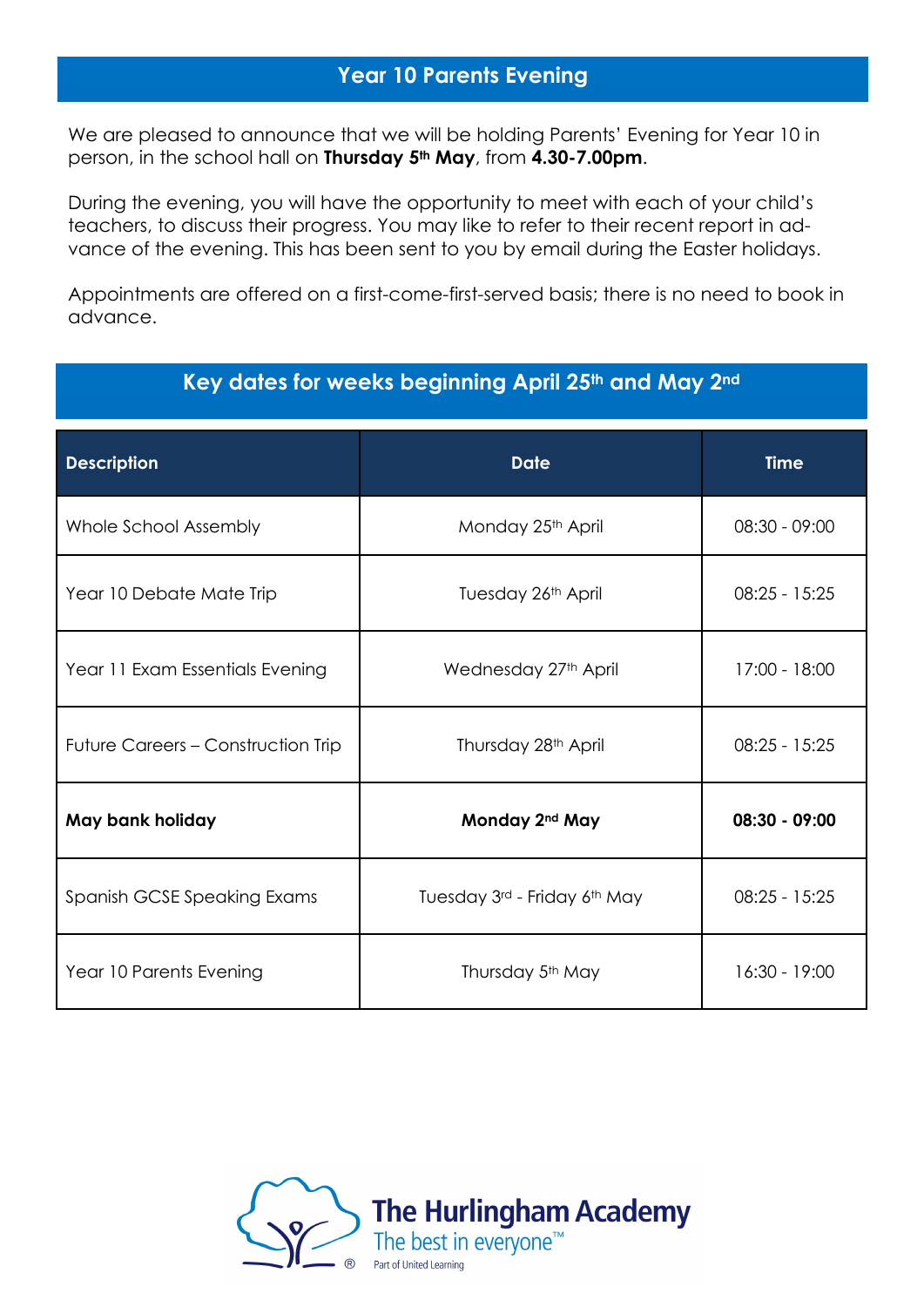## Year 10 Parents Evening

We are pleased to announce that we will be holding Parents' Evening for Year 10 in person, in the school hall on **Thursday 5th May**, from **4.30-7.00pm**.

During the evening, you will have the opportunity to meet with each of your child's teachers, to discuss their progress. You may like to refer to their recent report in advance of the evening. This has been sent to you by email during the Easter holidays.

Appointments are offered on a first-come-first-served basis; there is no need to book in advance.

## Key dates for weeks beginning April 25th and May 2nd

| Description | Date | Time |
|---|---|---|
| Whole School Assembly | Monday 25th April | 08:30 - 09:00 |
| Year 10 Debate Mate Trip | Tuesday 26th April | 08:25 - 15:25 |
| Year 11 Exam Essentials Evening | Wednesday 27th April | 17:00 - 18:00 |
| Future Careers – Construction Trip | Thursday 28th April | 08:25 - 15:25 |
| **May bank holiday** | **Monday 2nd May** | **08:30 - 09:00** |
| Spanish GCSE Speaking Exams | Tuesday 3rd - Friday 6th May | 08:25 - 15:25 |
| Year 10 Parents Evening | Thursday 5th May | 16:30 - 19:00 |

The Hurlingham Academy
The best in everyone™
Part of United Learning